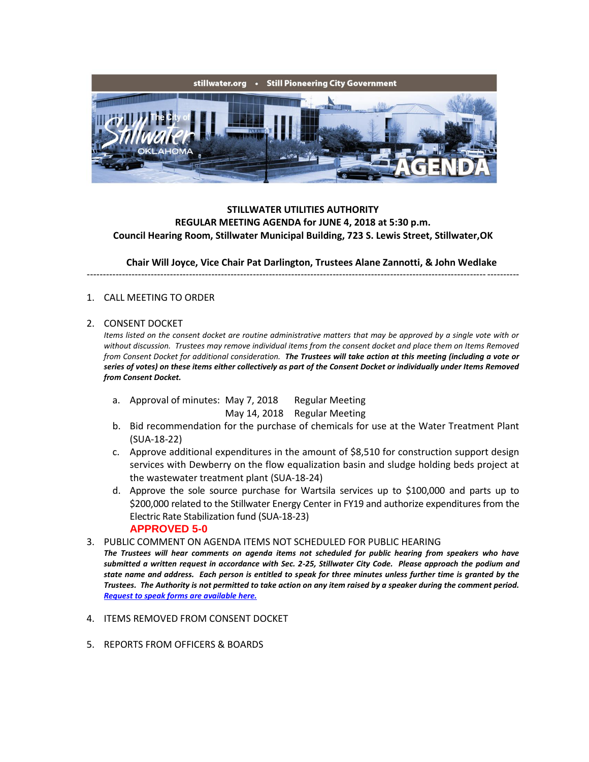stillwater.org • Still Pioneering City Government

The City of Stillwater OKLAHOMA

AGENDA

**STILLWATER UTILITIES AUTHORITY**
**REGULAR MEETING AGENDA for JUNE 4, 2018 at 5:30 p.m.**
**Council Hearing Room, Stillwater Municipal Building, 723 S. Lewis Street, Stillwater,OK**

**Chair Will Joyce, Vice Chair Pat Darlington, Trustees Alane Zannotti, & John Wedlake**

---

1. CALL MEETING TO ORDER

2. CONSENT DOCKET

   *Items listed on the consent docket are routine administrative matters that may be approved by a single vote with or without discussion. Trustees may remove individual items from the consent docket and place them on Items Removed from Consent Docket for additional consideration.* ***The Trustees will take action at this meeting (including a vote or series of votes) on these items either collectively as part of the Consent Docket or individually under Items Removed from Consent Docket.***

   a. Approval of minutes: May 7, 2018 Regular Meeting
      May 14, 2018 Regular Meeting

   b. Bid recommendation for the purchase of chemicals for use at the Water Treatment Plant (SUA-18-22)

   c. Approve additional expenditures in the amount of $8,510 for construction support design services with Dewberry on the flow equalization basin and sludge holding beds project at the wastewater treatment plant (SUA-18-24)

   d. Approve the sole source purchase for Wartsila services up to $100,000 and parts up to $200,000 related to the Stillwater Energy Center in FY19 and authorize expenditures from the Electric Rate Stabilization fund (SUA-18-23)

   **APPROVED 5-0**

3. PUBLIC COMMENT ON AGENDA ITEMS NOT SCHEDULED FOR PUBLIC HEARING

   ***The Trustees will hear comments on agenda items not scheduled for public hearing from speakers who have submitted a written request in accordance with Sec. 2-25, Stillwater City Code. Please approach the podium and state name and address. Each person is entitled to speak for three minutes unless further time is granted by the Trustees. The Authority is not permitted to take action on any item raised by a speaker during the comment period.***
   ***Request to speak forms are available here.***

4. ITEMS REMOVED FROM CONSENT DOCKET

5. REPORTS FROM OFFICERS & BOARDS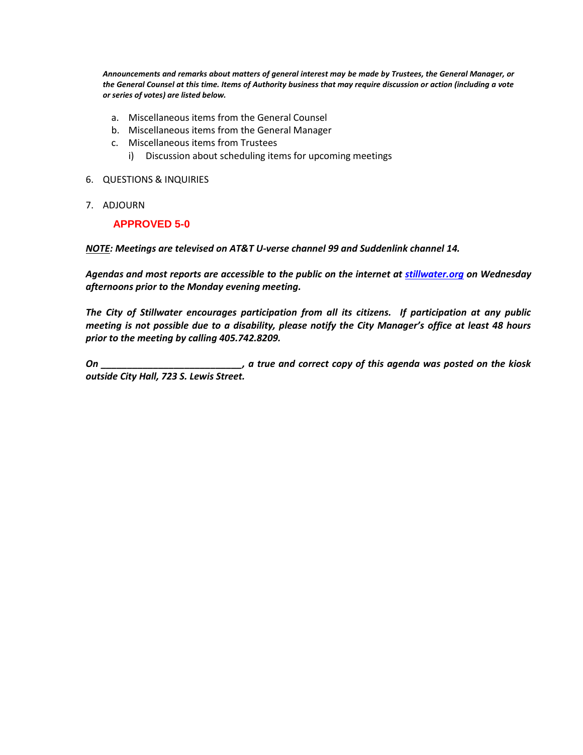***Announcements and remarks about matters of general interest may be made by Trustees, the General Manager, or the General Counsel at this time. Items of Authority business that may require discussion or action (including a vote or series of votes) are listed below.***

a. Miscellaneous items from the General Counsel
b. Miscellaneous items from the General Manager
c. Miscellaneous items from Trustees
   i) Discussion about scheduling items for upcoming meetings

6. QUESTIONS & INQUIRIES

7. ADJOURN

   **APPROVED 5-0**

***NOTE: Meetings are televised on AT&T U-verse channel 99 and Suddenlink channel 14.***

***Agendas and most reports are accessible to the public on the internet at stillwater.org on Wednesday afternoons prior to the Monday evening meeting.***

***The City of Stillwater encourages participation from all its citizens. If participation at any public meeting is not possible due to a disability, please notify the City Manager's office at least 48 hours prior to the meeting by calling 405.742.8209.***

***On ___________________________, a true and correct copy of this agenda was posted on the kiosk outside City Hall, 723 S. Lewis Street.***